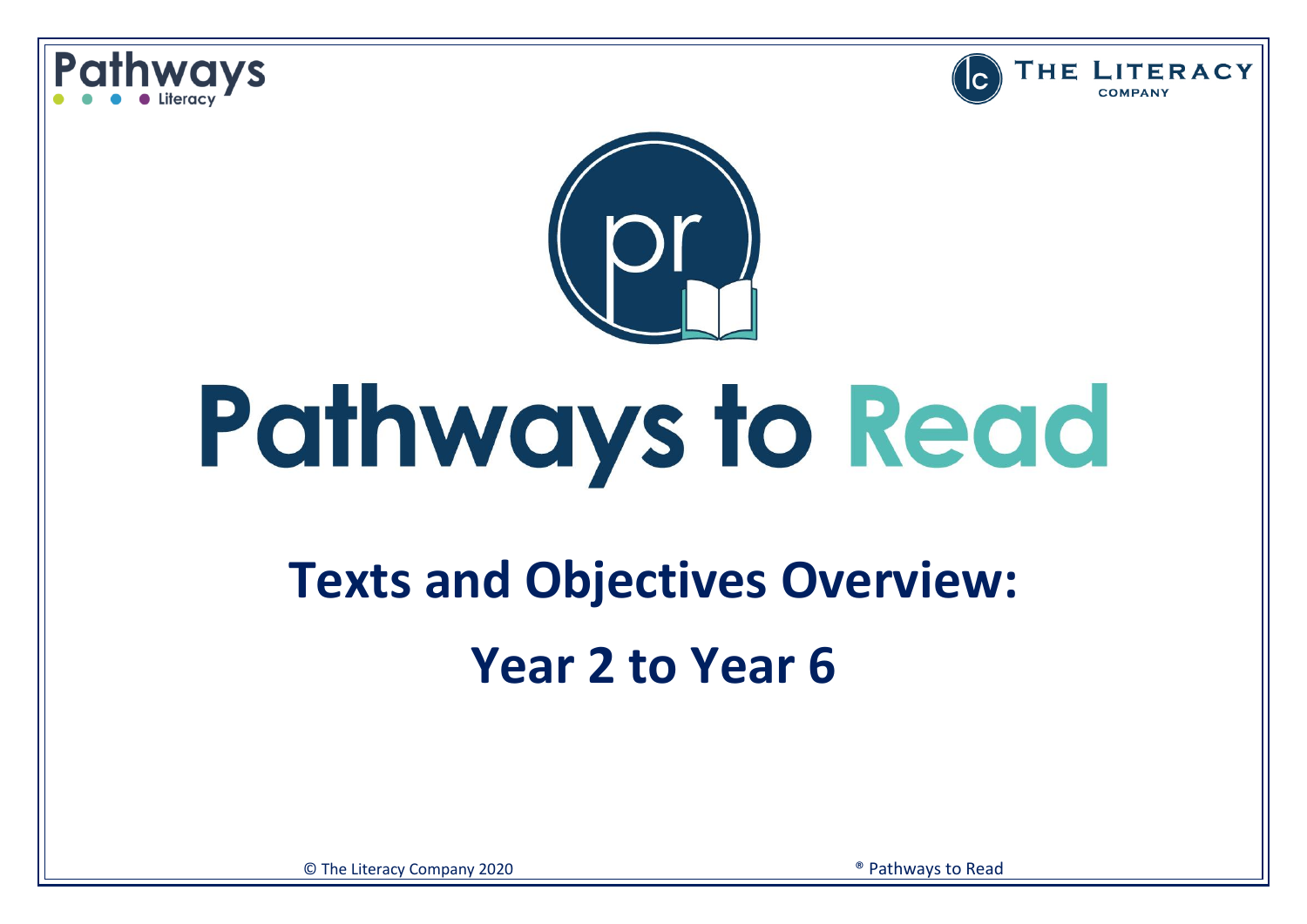Pathways Literacy

THE LITERACY COMPANY

# Pathways to Read

## Texts and Objectives Overview:

## Year 2 to Year 6

© The Literacy Company 2020

® Pathways to Read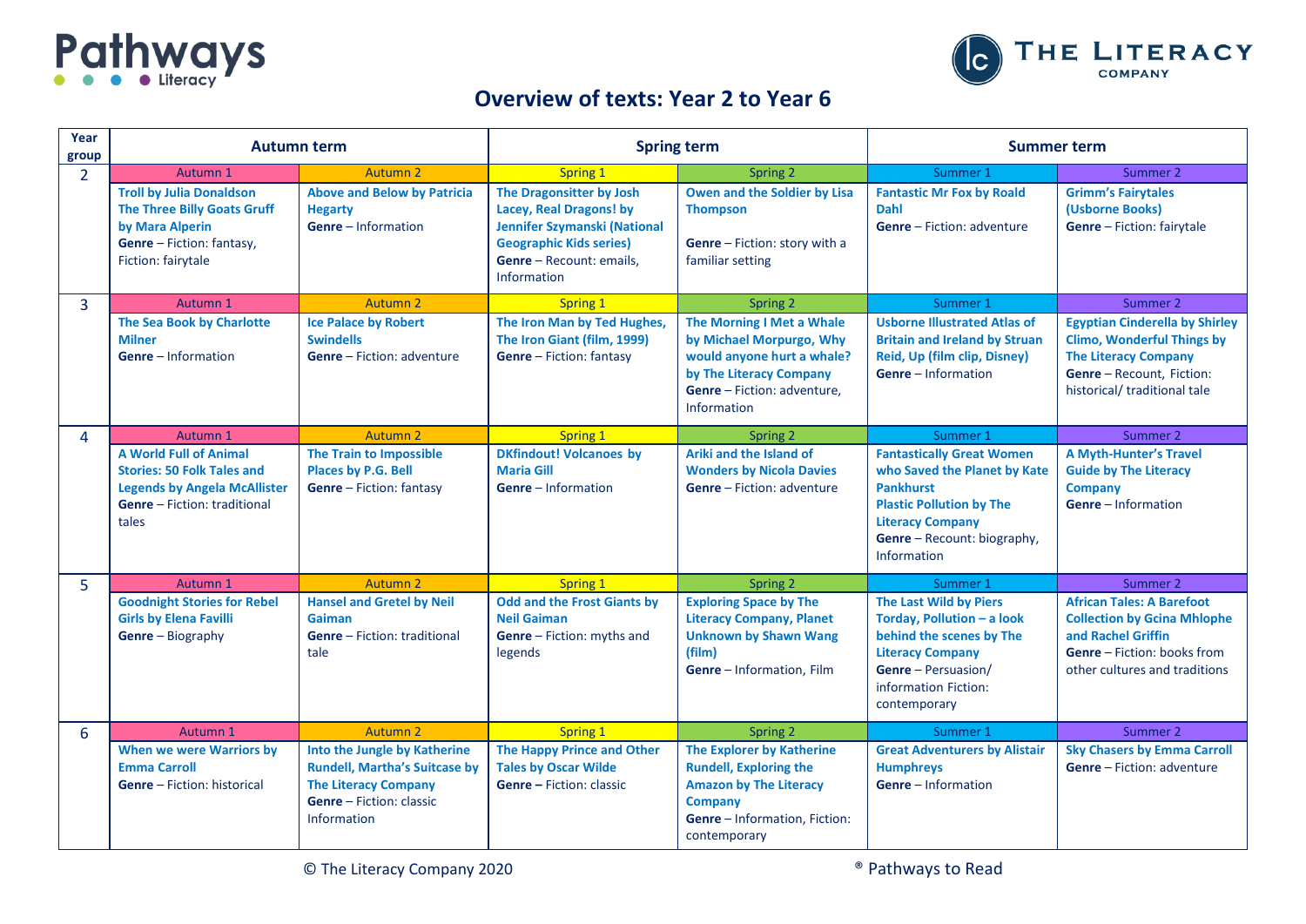# Overview of texts: Year 2 to Year 6

| Year group | Autumn term | | Spring term | | Summer term | |
|---|---|---|---|---|---|---|
| | Autumn 1 | Autumn 2 | Spring 1 | Spring 2 | Summer 1 | Summer 2 |
| 2 | **Troll by Julia Donaldson The Three Billy Goats Gruff by Mara Alperin** **Genre** – Fiction: fantasy, Fiction: fairytale | **Above and Below by Patricia Hegarty** **Genre** – Information | **The Dragonsitter by Josh Lacey, Real Dragons! by Jennifer Szymanski (National Geographic Kids series)** **Genre** – Recount: emails, Information | **Owen and the Soldier by Lisa Thompson** **Genre** – Fiction: story with a familiar setting | **Fantastic Mr Fox by Roald Dahl** **Genre** – Fiction: adventure | **Grimm's Fairytales (Usborne Books)** **Genre** – Fiction: fairytale |
| | Autumn 1 | Autumn 2 | Spring 1 | Spring 2 | Summer 1 | Summer 2 |
| 3 | **The Sea Book by Charlotte Milner** **Genre** – Information | **Ice Palace by Robert Swindells** **Genre** – Fiction: adventure | **The Iron Man by Ted Hughes, The Iron Giant (film, 1999)** **Genre** – Fiction: fantasy | **The Morning I Met a Whale by Michael Morpurgo, Why would anyone hurt a whale? by The Literacy Company** **Genre** – Fiction: adventure, Information | **Usborne Illustrated Atlas of Britain and Ireland by Struan Reid, Up (film clip, Disney)** **Genre** – Information | **Egyptian Cinderella by Shirley Climo, Wonderful Things by The Literacy Company** **Genre** – Recount, Fiction: historical/ traditional tale |
| | Autumn 1 | Autumn 2 | Spring 1 | Spring 2 | Summer 1 | Summer 2 |
| 4 | **A World Full of Animal Stories: 50 Folk Tales and Legends by Angela McAllister** **Genre** – Fiction: traditional tales | **The Train to Impossible Places by P.G. Bell** **Genre** – Fiction: fantasy | **DKfindout! Volcanoes by Maria Gill** **Genre** – Information | **Ariki and the Island of Wonders by Nicola Davies** **Genre** – Fiction: adventure | **Fantastically Great Women who Saved the Planet by Kate Pankhurst Plastic Pollution by The Literacy Company** **Genre** – Recount: biography, Information | **A Myth-Hunter's Travel Guide by The Literacy Company** **Genre** – Information |
| | Autumn 1 | Autumn 2 | Spring 1 | Spring 2 | Summer 1 | Summer 2 |
| 5 | **Goodnight Stories for Rebel Girls by Elena Favilli** **Genre** – Biography | **Hansel and Gretel by Neil Gaiman** **Genre** – Fiction: traditional tale | **Odd and the Frost Giants by Neil Gaiman** **Genre** – Fiction: myths and legends | **Exploring Space by The Literacy Company, Planet Unknown by Shawn Wang (film)** **Genre** – Information, Film | **The Last Wild by Piers Torday, Pollution – a look behind the scenes by The Literacy Company** **Genre** – Persuasion/ information Fiction: contemporary | **African Tales: A Barefoot Collection by Gcina Mhlophe and Rachel Griffin** **Genre** – Fiction: books from other cultures and traditions |
| | Autumn 1 | Autumn 2 | Spring 1 | Spring 2 | Summer 1 | Summer 2 |
| 6 | **When we were Warriors by Emma Carroll** **Genre** – Fiction: historical | **Into the Jungle by Katherine Rundell, Martha's Suitcase by The Literacy Company** **Genre** – Fiction: classic Information | **The Happy Prince and Other Tales by Oscar Wilde** **Genre** – Fiction: classic | **The Explorer by Katherine Rundell, Exploring the Amazon by The Literacy Company** **Genre** – Information, Fiction: contemporary | **Great Adventurers by Alistair Humphreys** **Genre** – Information | **Sky Chasers by Emma Carroll** **Genre** – Fiction: adventure |

© The Literacy Company 2020 ® Pathways to Read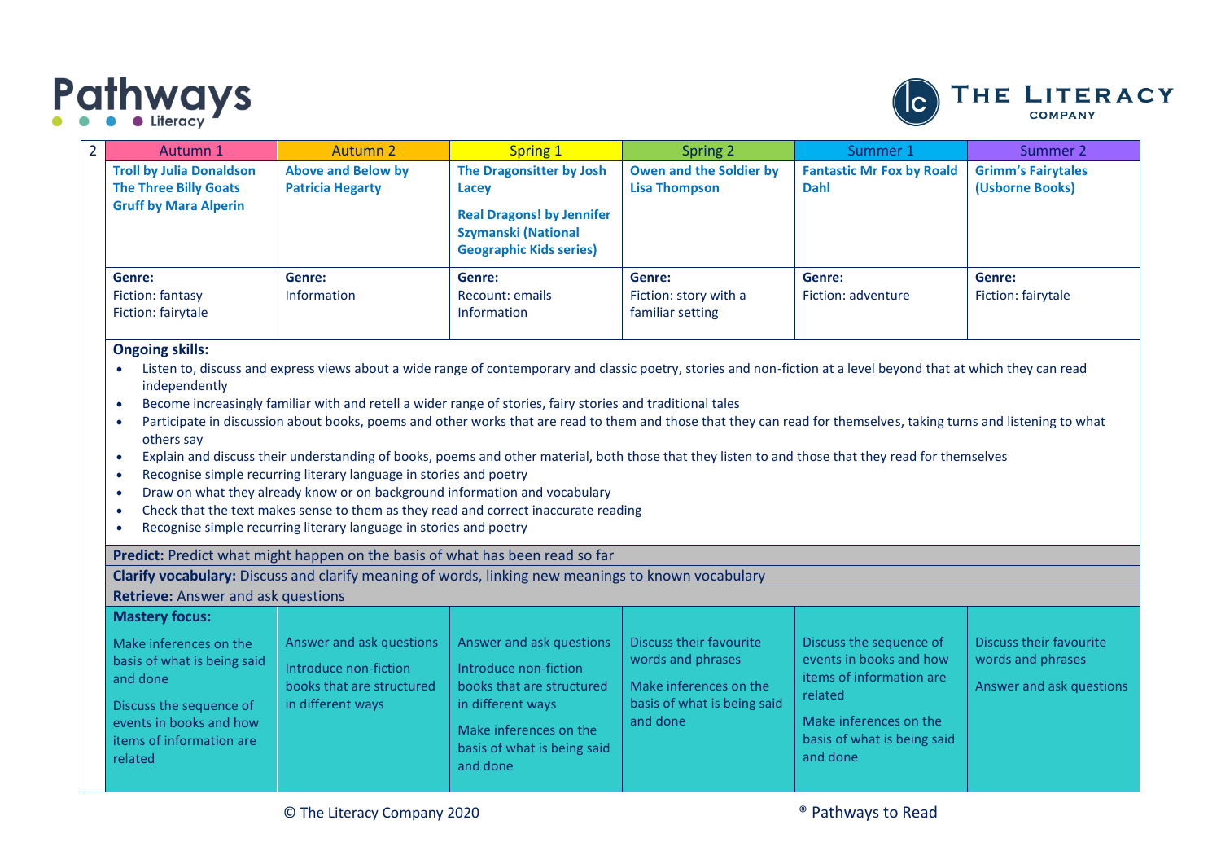| 2 | Autumn 1 | Autumn 2 | Spring 1 | Spring 2 | Summer 1 | Summer 2 |
|---|---|---|---|---|---|---|
| | **Troll by Julia Donaldson** **The Three Billy Goats Gruff by Mara Alperin** | **Above and Below by Patricia Hegarty** | **The Dragonsitter by Josh Lacey** **Real Dragons! by Jennifer Szymanski (National Geographic Kids series)** | **Owen and the Soldier by Lisa Thompson** | **Fantastic Mr Fox by Roald Dahl** | **Grimm's Fairytales (Usborne Books)** |
| | **Genre:** Fiction: fantasy Fiction: fairytale | **Genre:** Information | **Genre:** Recount: emails Information | **Genre:** Fiction: story with a familiar setting | **Genre:** Fiction: adventure | **Genre:** Fiction: fairytale |

**Ongoing skills:**

- Listen to, discuss and express views about a wide range of contemporary and classic poetry, stories and non-fiction at a level beyond that at which they can read independently
- Become increasingly familiar with and retell a wider range of stories, fairy stories and traditional tales
- Participate in discussion about books, poems and other works that are read to them and those that they can read for themselves, taking turns and listening to what others say
- Explain and discuss their understanding of books, poems and other material, both those that they listen to and those that they read for themselves
- Recognise simple recurring literary language in stories and poetry
- Draw on what they already know or on background information and vocabulary
- Check that the text makes sense to them as they read and correct inaccurate reading
- Recognise simple recurring literary language in stories and poetry

**Predict:** Predict what might happen on the basis of what has been read so far

**Clarify vocabulary:** Discuss and clarify meaning of words, linking new meanings to known vocabulary

**Retrieve:** Answer and ask questions

**Mastery focus:**

| Autumn 1 | Autumn 2 | Spring 1 | Spring 2 | Summer 1 | Summer 2 |
|---|---|---|---|---|---|
| Make inferences on the basis of what is being said and done<br><br>Discuss the sequence of events in books and how items of information are related | Answer and ask questions<br><br>Introduce non-fiction books that are structured in different ways | Answer and ask questions<br><br>Introduce non-fiction books that are structured in different ways<br><br>Make inferences on the basis of what is being said and done | Discuss their favourite words and phrases<br><br>Make inferences on the basis of what is being said and done | Discuss the sequence of events in books and how items of information are related<br><br>Make inferences on the basis of what is being said and done | Discuss their favourite words and phrases<br><br>Answer and ask questions |

© The Literacy Company 2020 ® Pathways to Read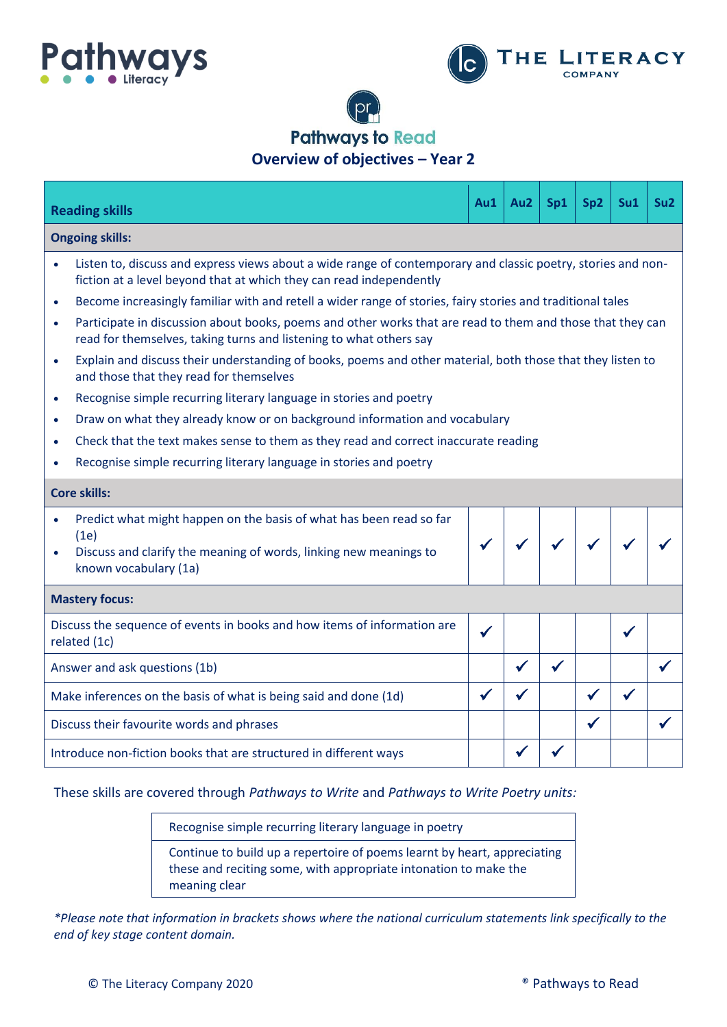# Pathways to Read

## Overview of objectives – Year 2

| Reading skills | Au1 | Au2 | Sp1 | Sp2 | Su1 | Su2 |
|---|---|---|---|---|---|---|
| **Ongoing skills:** | | | | | | |
| • Listen to, discuss and express views about a wide range of contemporary and classic poetry, stories and non-fiction at a level beyond that at which they can read independently<br>• Become increasingly familiar with and retell a wider range of stories, fairy stories and traditional tales<br>• Participate in discussion about books, poems and other works that are read to them and those that they can read for themselves, taking turns and listening to what others say<br>• Explain and discuss their understanding of books, poems and other material, both those that they listen to and those that they read for themselves<br>• Recognise simple recurring literary language in stories and poetry<br>• Draw on what they already know or on background information and vocabulary<br>• Check that the text makes sense to them as they read and correct inaccurate reading<br>• Recognise simple recurring literary language in stories and poetry | | | | | | |
| **Core skills:** | | | | | | |
| • Predict what might happen on the basis of what has been read so far (1e)<br>• Discuss and clarify the meaning of words, linking new meanings to known vocabulary (1a) | ✓ | ✓ | ✓ | ✓ | ✓ | ✓ |
| **Mastery focus:** | | | | | | |
| Discuss the sequence of events in books and how items of information are related (1c) | ✓ | | | | ✓ | |
| Answer and ask questions (1b) | | ✓ | ✓ | | | ✓ |
| Make inferences on the basis of what is being said and done (1d) | ✓ | ✓ | | ✓ | ✓ | |
| Discuss their favourite words and phrases | | | | ✓ | | ✓ |
| Introduce non-fiction books that are structured in different ways | | ✓ | ✓ | | | |

These skills are covered through *Pathways to Write* and *Pathways to Write Poetry units:*

| Recognise simple recurring literary language in poetry |
|---|
| Continue to build up a repertoire of poems learnt by heart, appreciating these and reciting some, with appropriate intonation to make the meaning clear |

*\*Please note that information in brackets shows where the national curriculum statements link specifically to the end of key stage content domain.*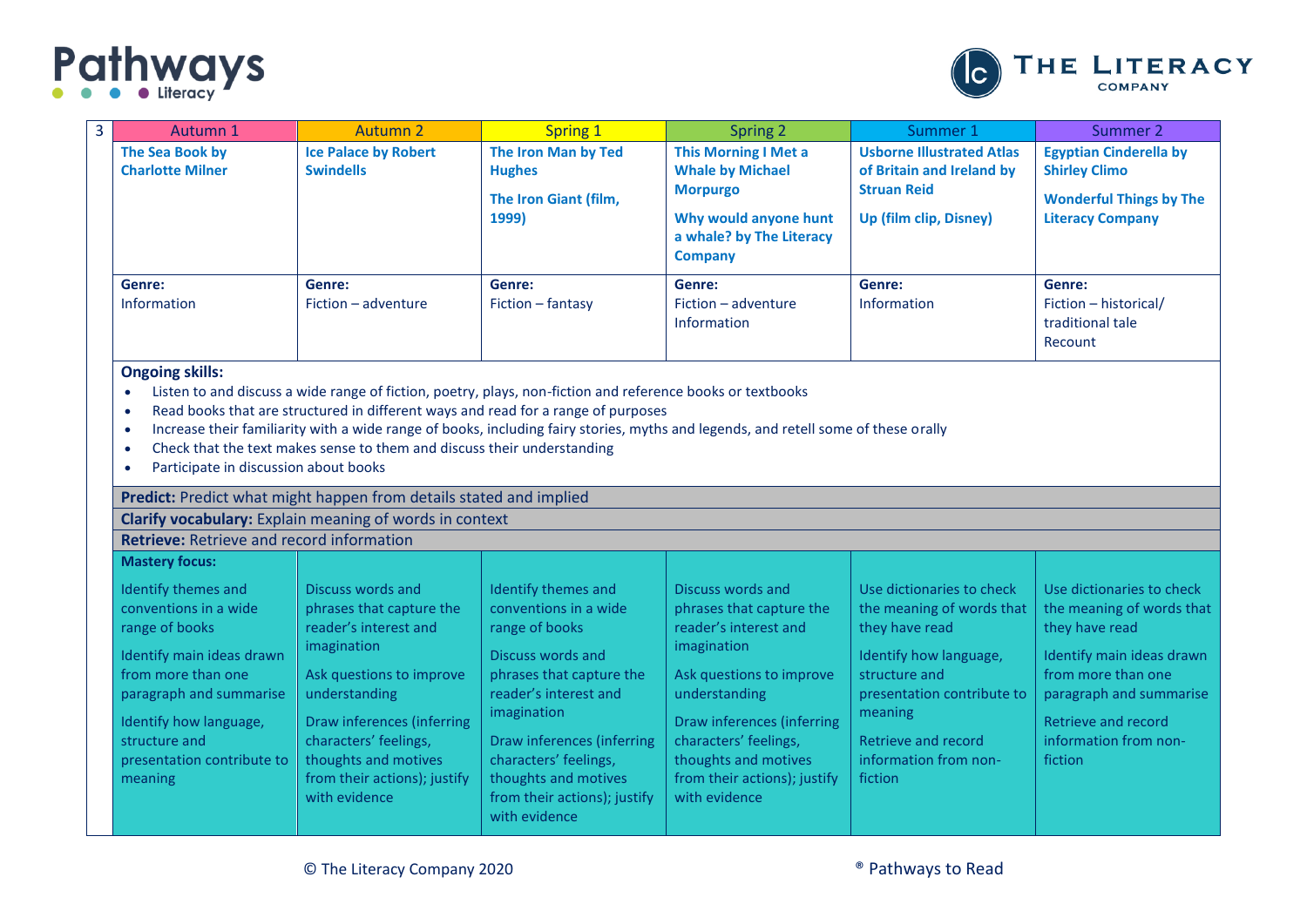| 3 | Autumn 1 | Autumn 2 | Spring 1 | Spring 2 | Summer 1 | Summer 2 |
|---|---|---|---|---|---|---|
| | **The Sea Book by Charlotte Milner** | **Ice Palace by Robert Swindells** | **The Iron Man by Ted Hughes**<br><br>**The Iron Giant (film, 1999)** | **This Morning I Met a Whale by Michael Morpurgo**<br><br>**Why would anyone hunt a whale? by The Literacy Company** | **Usborne Illustrated Atlas of Britain and Ireland by Struan Reid**<br><br>**Up (film clip, Disney)** | **Egyptian Cinderella by Shirley Climo**<br><br>**Wonderful Things by The Literacy Company** |
| | **Genre:**<br>Information | **Genre:**<br>Fiction – adventure | **Genre:**<br>Fiction – fantasy | **Genre:**<br>Fiction – adventure<br>Information | **Genre:**<br>Information | **Genre:**<br>Fiction – historical/ traditional tale<br>Recount |

**Ongoing skills:**

- Listen to and discuss a wide range of fiction, poetry, plays, non-fiction and reference books or textbooks
- Read books that are structured in different ways and read for a range of purposes
- Increase their familiarity with a wide range of books, including fairy stories, myths and legends, and retell some of these orally
- Check that the text makes sense to them and discuss their understanding
- Participate in discussion about books

**Predict:** Predict what might happen from details stated and implied

**Clarify vocabulary:** Explain meaning of words in context

**Retrieve:** Retrieve and record information

**Mastery focus:**

| Autumn 1 | Autumn 2 | Spring 1 | Spring 2 | Summer 1 | Summer 2 |
|---|---|---|---|---|---|
| Identify themes and conventions in a wide range of books<br><br>Identify main ideas drawn from more than one paragraph and summarise<br><br>Identify how language, structure and presentation contribute to meaning | Discuss words and phrases that capture the reader's interest and imagination<br><br>Ask questions to improve understanding<br><br>Draw inferences (inferring characters' feelings, thoughts and motives from their actions); justify with evidence | Identify themes and conventions in a wide range of books<br><br>Discuss words and phrases that capture the reader's interest and imagination<br><br>Draw inferences (inferring characters' feelings, thoughts and motives from their actions); justify with evidence | Discuss words and phrases that capture the reader's interest and imagination<br><br>Ask questions to improve understanding<br><br>Draw inferences (inferring characters' feelings, thoughts and motives from their actions); justify with evidence | Use dictionaries to check the meaning of words that they have read<br><br>Identify how language, structure and presentation contribute to meaning<br><br>Retrieve and record information from non-fiction | Use dictionaries to check the meaning of words that they have read<br><br>Identify main ideas drawn from more than one paragraph and summarise<br><br>Retrieve and record information from non-fiction |

© The Literacy Company 2020 ® Pathways to Read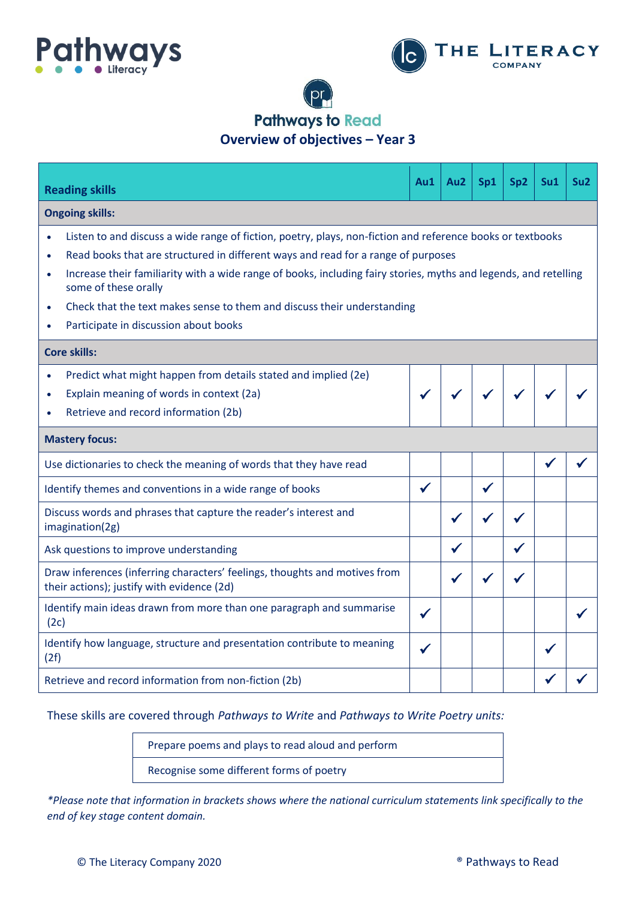# Pathways to Read

## Overview of objectives – Year 3

| Reading skills | Au1 | Au2 | Sp1 | Sp2 | Su1 | Su2 |
|---|---|---|---|---|---|---|
| **Ongoing skills:** | | | | | | |
| • Listen to and discuss a wide range of fiction, poetry, plays, non-fiction and reference books or textbooks<br>• Read books that are structured in different ways and read for a range of purposes<br>• Increase their familiarity with a wide range of books, including fairy stories, myths and legends, and retelling some of these orally<br>• Check that the text makes sense to them and discuss their understanding<br>• Participate in discussion about books | | | | | | |
| **Core skills:** | | | | | | |
| • Predict what might happen from details stated and implied (2e)<br>• Explain meaning of words in context (2a)<br>• Retrieve and record information (2b) | ✓ | ✓ | ✓ | ✓ | ✓ | ✓ |
| **Mastery focus:** | | | | | | |
| Use dictionaries to check the meaning of words that they have read | | | | | ✓ | ✓ |
| Identify themes and conventions in a wide range of books | ✓ | | ✓ | | | |
| Discuss words and phrases that capture the reader's interest and imagination(2g) | | ✓ | ✓ | ✓ | | |
| Ask questions to improve understanding | | ✓ | | ✓ | | |
| Draw inferences (inferring characters' feelings, thoughts and motives from their actions); justify with evidence (2d) | | ✓ | ✓ | ✓ | | |
| Identify main ideas drawn from more than one paragraph and summarise (2c) | ✓ | | | | | ✓ |
| Identify how language, structure and presentation contribute to meaning (2f) | ✓ | | | | ✓ | |
| Retrieve and record information from non-fiction (2b) | | | | | ✓ | ✓ |

These skills are covered through *Pathways to Write* and *Pathways to Write Poetry units:*

| |
|---|
| Prepare poems and plays to read aloud and perform |
| Recognise some different forms of poetry |

*\*Please note that information in brackets shows where the national curriculum statements link specifically to the end of key stage content domain.*

© The Literacy Company 2020 ® Pathways to Read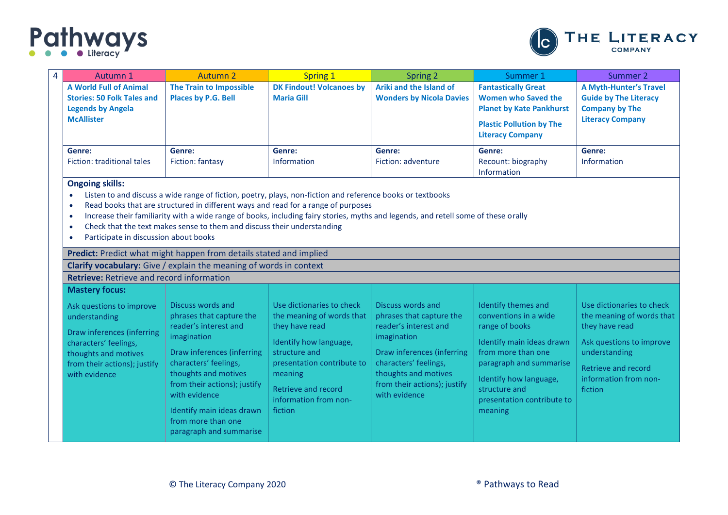| 4 | Autumn 1 | Autumn 2 | Spring 1 | Spring 2 | Summer 1 | Summer 2 |
|---|---|---|---|---|---|---|
| | **A World Full of Animal Stories: 50 Folk Tales and Legends by Angela McAllister** | **The Train to Impossible Places by P.G. Bell** | **DK Findout! Volcanoes by Maria Gill** | **Ariki and the Island of Wonders by Nicola Davies** | **Fantastically Great Women who Saved the Planet by Kate Pankhurst**<br><br>**Plastic Pollution by The Literacy Company** | **A Myth-Hunter's Travel Guide by The Literacy Company by The Literacy Company** |
| | **Genre:**<br>Fiction: traditional tales | **Genre:**<br>Fiction: fantasy | **Genre:**<br>Information | **Genre:**<br>Fiction: adventure | **Genre:**<br>Recount: biography<br>Information | **Genre:**<br>Information |

**Ongoing skills:**

- Listen to and discuss a wide range of fiction, poetry, plays, non-fiction and reference books or textbooks
- Read books that are structured in different ways and read for a range of purposes
- Increase their familiarity with a wide range of books, including fairy stories, myths and legends, and retell some of these orally
- Check that the text makes sense to them and discuss their understanding
- Participate in discussion about books

**Predict:** Predict what might happen from details stated and implied

**Clarify vocabulary:** Give / explain the meaning of words in context

**Retrieve:** Retrieve and record information

**Mastery focus:**

| Autumn 1 | Autumn 2 | Spring 1 | Spring 2 | Summer 1 | Summer 2 |
|---|---|---|---|---|---|
| Ask questions to improve understanding<br><br>Draw inferences (inferring characters' feelings, thoughts and motives from their actions); justify with evidence | Discuss words and phrases that capture the reader's interest and imagination<br><br>Draw inferences (inferring characters' feelings, thoughts and motives from their actions); justify with evidence<br><br>Identify main ideas drawn from more than one paragraph and summarise | Use dictionaries to check the meaning of words that they have read<br><br>Identify how language, structure and presentation contribute to meaning<br><br>Retrieve and record information from non-fiction | Discuss words and phrases that capture the reader's interest and imagination<br><br>Draw inferences (inferring characters' feelings, thoughts and motives from their actions); justify with evidence | Identify themes and conventions in a wide range of books<br><br>Identify main ideas drawn from more than one paragraph and summarise<br><br>Identify how language, structure and presentation contribute to meaning | Use dictionaries to check the meaning of words that they have read<br><br>Ask questions to improve understanding<br><br>Retrieve and record information from non-fiction |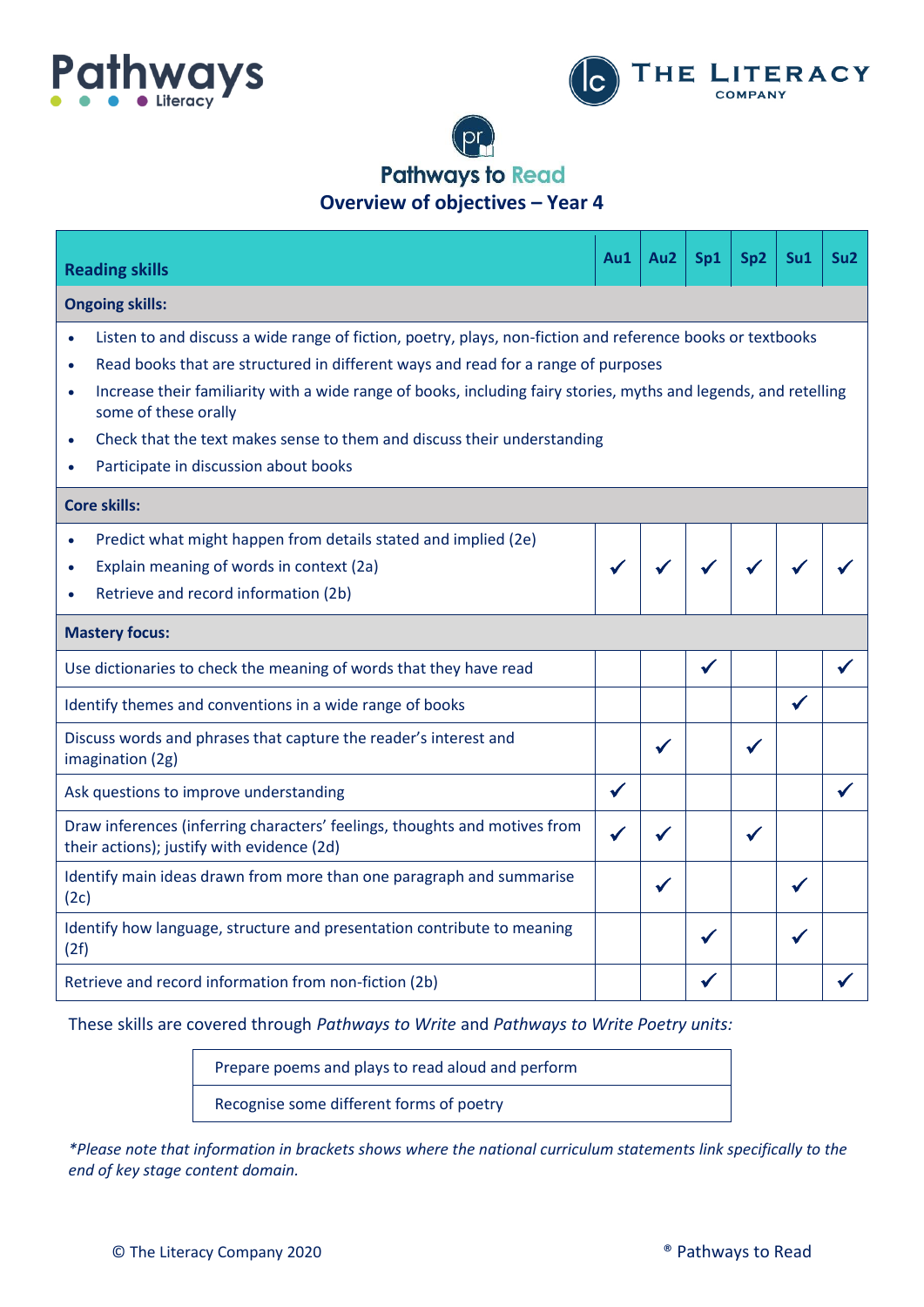# Pathways to Read

## Overview of objectives – Year 4

| Reading skills | Au1 | Au2 | Sp1 | Sp2 | Su1 | Su2 |
|---|---|---|---|---|---|---|
| **Ongoing skills:** | | | | | | |
| • Listen to and discuss a wide range of fiction, poetry, plays, non-fiction and reference books or textbooks<br>• Read books that are structured in different ways and read for a range of purposes<br>• Increase their familiarity with a wide range of books, including fairy stories, myths and legends, and retelling some of these orally<br>• Check that the text makes sense to them and discuss their understanding<br>• Participate in discussion about books | | | | | | |
| **Core skills:** | | | | | | |
| • Predict what might happen from details stated and implied (2e)<br>• Explain meaning of words in context (2a)<br>• Retrieve and record information (2b) | ✓ | ✓ | ✓ | ✓ | ✓ | ✓ |
| **Mastery focus:** | | | | | | |
| Use dictionaries to check the meaning of words that they have read | | | ✓ | | | ✓ |
| Identify themes and conventions in a wide range of books | | | | | ✓ | |
| Discuss words and phrases that capture the reader's interest and imagination (2g) | | ✓ | | ✓ | | |
| Ask questions to improve understanding | ✓ | | | | | ✓ |
| Draw inferences (inferring characters' feelings, thoughts and motives from their actions); justify with evidence (2d) | ✓ | ✓ | | ✓ | | |
| Identify main ideas drawn from more than one paragraph and summarise (2c) | | ✓ | | | ✓ | |
| Identify how language, structure and presentation contribute to meaning (2f) | | | ✓ | | ✓ | |
| Retrieve and record information from non-fiction (2b) | | | ✓ | | | ✓ |

These skills are covered through *Pathways to Write* and *Pathways to Write Poetry units:*

| |
|---|
| Prepare poems and plays to read aloud and perform |
| Recognise some different forms of poetry |

*\*Please note that information in brackets shows where the national curriculum statements link specifically to the end of key stage content domain.*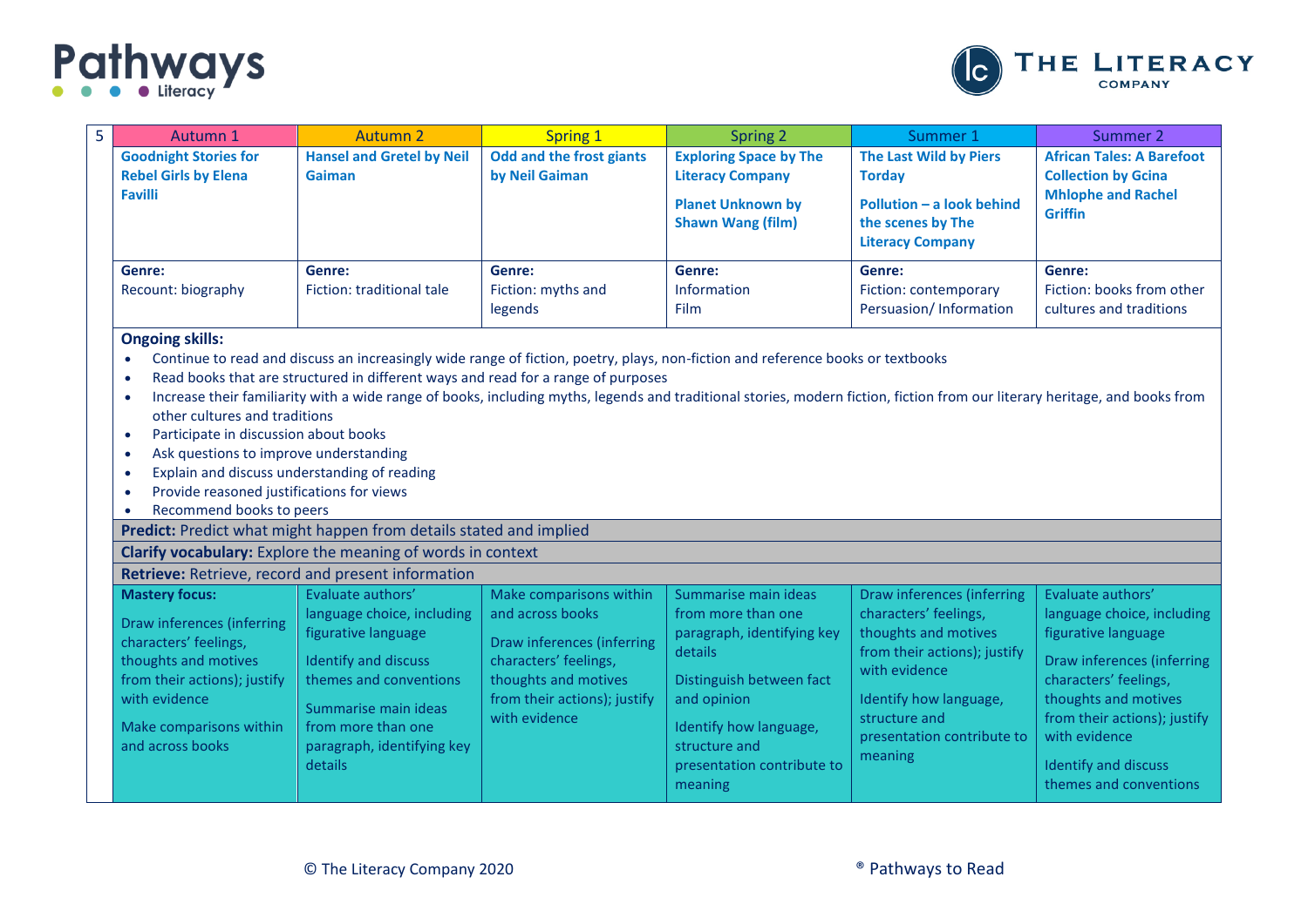| 5 | Autumn 1 | Autumn 2 | Spring 1 | Spring 2 | Summer 1 | Summer 2 |
|---|---|---|---|---|---|---|
| | **Goodnight Stories for Rebel Girls by Elena Favilli** | **Hansel and Gretel by Neil Gaiman** | **Odd and the frost giants by Neil Gaiman** | **Exploring Space by The Literacy Company**<br><br>**Planet Unknown by Shawn Wang (film)** | **The Last Wild by Piers Torday**<br><br>**Pollution – a look behind the scenes by The Literacy Company** | **African Tales: A Barefoot Collection by Gcina Mhlophe and Rachel Griffin** |
| | **Genre:**<br>Recount: biography | **Genre:**<br>Fiction: traditional tale | **Genre:**<br>Fiction: myths and legends | **Genre:**<br>Information<br>Film | **Genre:**<br>Fiction: contemporary<br>Persuasion/ Information | **Genre:**<br>Fiction: books from other cultures and traditions |

**Ongoing skills:**

- Continue to read and discuss an increasingly wide range of fiction, poetry, plays, non-fiction and reference books or textbooks
- Read books that are structured in different ways and read for a range of purposes
- Increase their familiarity with a wide range of books, including myths, legends and traditional stories, modern fiction, fiction from our literary heritage, and books from other cultures and traditions
- Participate in discussion about books
- Ask questions to improve understanding
- Explain and discuss understanding of reading
- Provide reasoned justifications for views
- Recommend books to peers

**Predict:** Predict what might happen from details stated and implied

**Clarify vocabulary:** Explore the meaning of words in context

**Retrieve:** Retrieve, record and present information

| Autumn 1 | Autumn 2 | Spring 1 | Spring 2 | Summer 1 | Summer 2 |
|---|---|---|---|---|---|
| **Mastery focus:**<br><br>Draw inferences (inferring characters' feelings, thoughts and motives from their actions); justify with evidence<br><br>Make comparisons within and across books | Evaluate authors' language choice, including figurative language<br><br>Identify and discuss themes and conventions<br><br>Summarise main ideas from more than one paragraph, identifying key details | Make comparisons within and across books<br><br>Draw inferences (inferring characters' feelings, thoughts and motives from their actions); justify with evidence | Summarise main ideas from more than one paragraph, identifying key details<br><br>Distinguish between fact and opinion<br><br>Identify how language, structure and presentation contribute to meaning | Draw inferences (inferring characters' feelings, thoughts and motives from their actions); justify with evidence<br><br>Identify how language, structure and presentation contribute to meaning | Evaluate authors' language choice, including figurative language<br><br>Draw inferences (inferring characters' feelings, thoughts and motives from their actions); justify with evidence<br><br>Identify and discuss themes and conventions |

© The Literacy Company 2020 ® Pathways to Read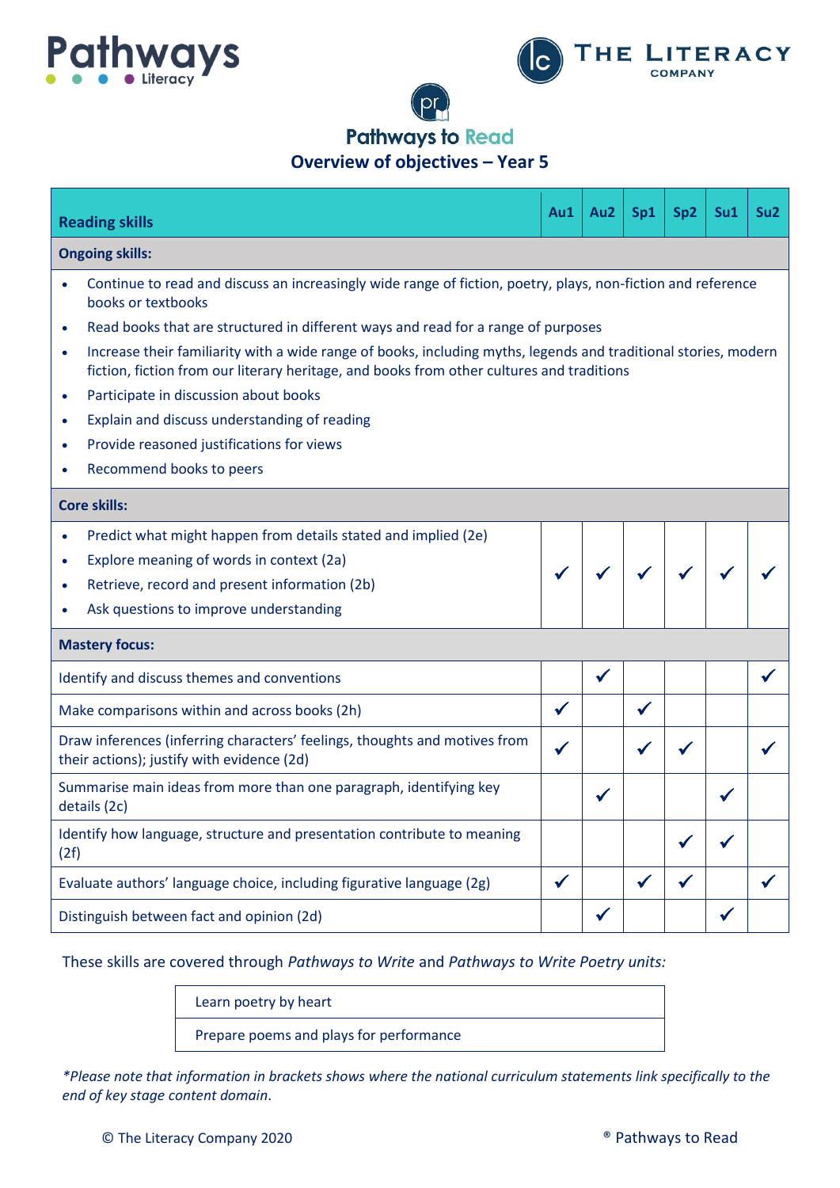# Pathways to Read

## Overview of objectives – Year 5

| Reading skills | Au1 | Au2 | Sp1 | Sp2 | Su1 | Su2 |
|---|---|---|---|---|---|---|
| **Ongoing skills:** | | | | | | |
| • Continue to read and discuss an increasingly wide range of fiction, poetry, plays, non-fiction and reference books or textbooks<br>• Read books that are structured in different ways and read for a range of purposes<br>• Increase their familiarity with a wide range of books, including myths, legends and traditional stories, modern fiction, fiction from our literary heritage, and books from other cultures and traditions<br>• Participate in discussion about books<br>• Explain and discuss understanding of reading<br>• Provide reasoned justifications for views<br>• Recommend books to peers | | | | | | |
| **Core skills:** | | | | | | |
| • Predict what might happen from details stated and implied (2e)<br>• Explore meaning of words in context (2a)<br>• Retrieve, record and present information (2b)<br>• Ask questions to improve understanding | ✓ | ✓ | ✓ | ✓ | ✓ | ✓ |
| **Mastery focus:** | | | | | | |
| Identify and discuss themes and conventions | | ✓ | | | | ✓ |
| Make comparisons within and across books (2h) | ✓ | | ✓ | | | |
| Draw inferences (inferring characters' feelings, thoughts and motives from their actions); justify with evidence (2d) | ✓ | | ✓ | ✓ | | ✓ |
| Summarise main ideas from more than one paragraph, identifying key details (2c) | | ✓ | | | ✓ | |
| Identify how language, structure and presentation contribute to meaning (2f) | | | | ✓ | ✓ | |
| Evaluate authors' language choice, including figurative language (2g) | ✓ | | ✓ | ✓ | | ✓ |
| Distinguish between fact and opinion (2d) | | ✓ | | | ✓ | |

These skills are covered through *Pathways to Write* and *Pathways to Write Poetry units:*

| |
|---|
| Learn poetry by heart |
| Prepare poems and plays for performance |

*\*Please note that information in brackets shows where the national curriculum statements link specifically to the end of key stage content domain.*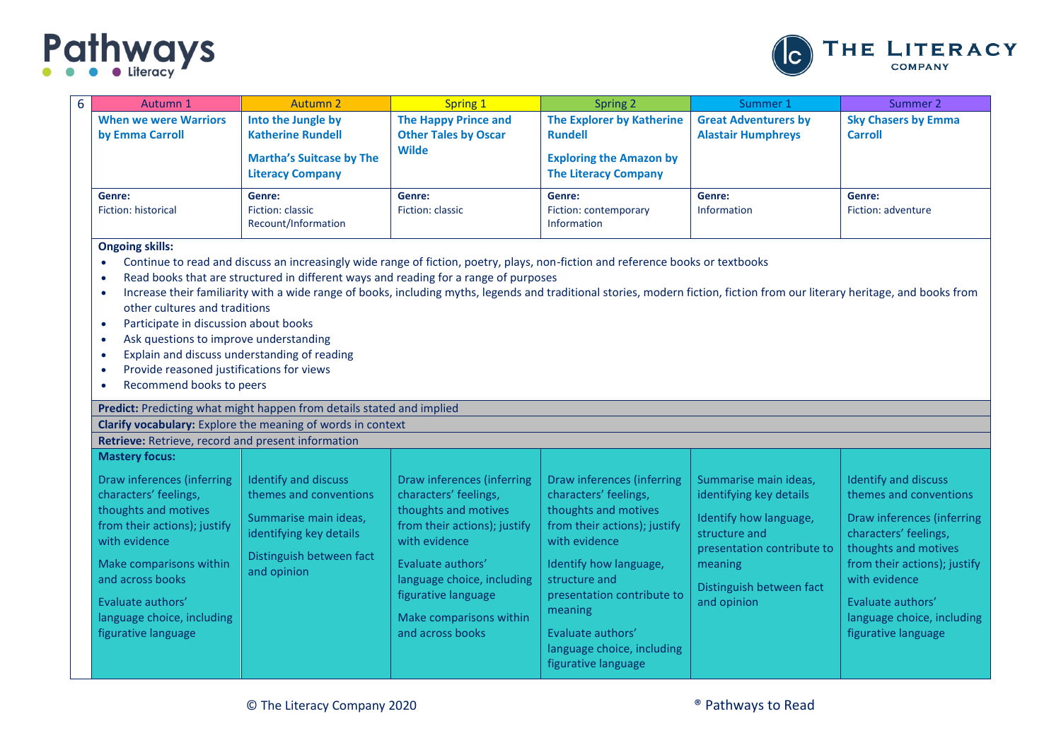| 6 | Autumn 1 | Autumn 2 | Spring 1 | Spring 2 | Summer 1 | Summer 2 |
|---|---|---|---|---|---|---|
| | **When we were Warriors by Emma Carroll** | **Into the Jungle by Katherine Rundell**<br><br>**Martha's Suitcase by The Literacy Company** | **The Happy Prince and Other Tales by Oscar Wilde** | **The Explorer by Katherine Rundell**<br><br>**Exploring the Amazon by The Literacy Company** | **Great Adventurers by Alastair Humphreys** | **Sky Chasers by Emma Carroll** |
| | **Genre:**<br>Fiction: historical | **Genre:**<br>Fiction: classic<br>Recount/Information | **Genre:**<br>Fiction: classic | **Genre:**<br>Fiction: contemporary<br>Information | **Genre:**<br>Information | **Genre:**<br>Fiction: adventure |

**Ongoing skills:**

- Continue to read and discuss an increasingly wide range of fiction, poetry, plays, non-fiction and reference books or textbooks
- Read books that are structured in different ways and reading for a range of purposes
- Increase their familiarity with a wide range of books, including myths, legends and traditional stories, modern fiction, fiction from our literary heritage, and books from other cultures and traditions
- Participate in discussion about books
- Ask questions to improve understanding
- Explain and discuss understanding of reading
- Provide reasoned justifications for views
- Recommend books to peers

**Predict:** Predicting what might happen from details stated and implied

**Clarify vocabulary:** Explore the meaning of words in context

**Retrieve:** Retrieve, record and present information

**Mastery focus:**

| Autumn 1 | Autumn 2 | Spring 1 | Spring 2 | Summer 1 | Summer 2 |
|---|---|---|---|---|---|
| Draw inferences (inferring characters' feelings, thoughts and motives from their actions); justify with evidence<br><br>Make comparisons within and across books<br><br>Evaluate authors' language choice, including figurative language | Identify and discuss themes and conventions<br><br>Summarise main ideas, identifying key details<br><br>Distinguish between fact and opinion | Draw inferences (inferring characters' feelings, thoughts and motives from their actions); justify with evidence<br><br>Evaluate authors' language choice, including figurative language<br><br>Make comparisons within and across books | Draw inferences (inferring characters' feelings, thoughts and motives from their actions); justify with evidence<br><br>Identify how language, structure and presentation contribute to meaning<br><br>Evaluate authors' language choice, including figurative language | Summarise main ideas, identifying key details<br><br>Identify how language, structure and presentation contribute to meaning<br><br>Distinguish between fact and opinion | Identify and discuss themes and conventions<br><br>Draw inferences (inferring characters' feelings, thoughts and motives from their actions); justify with evidence<br><br>Evaluate authors' language choice, including figurative language |

© The Literacy Company 2020 ® Pathways to Read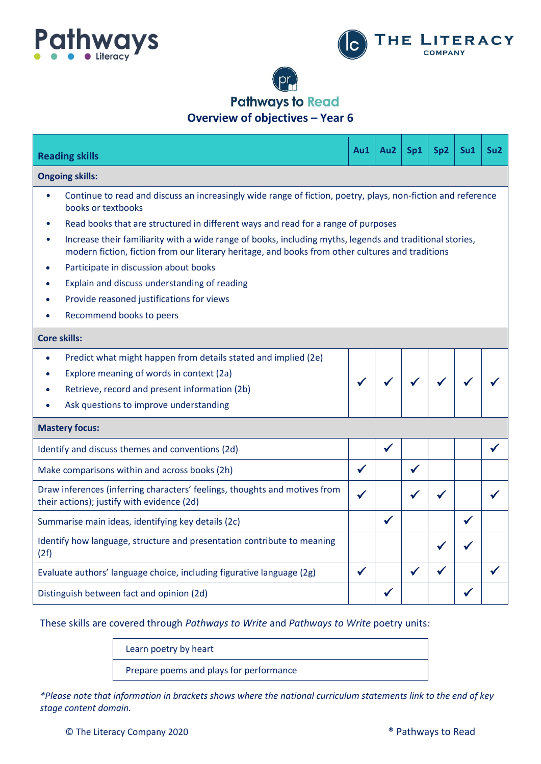# Pathways to Read

## Overview of objectives – Year 6

| Reading skills | Au1 | Au2 | Sp1 | Sp2 | Su1 | Su2 |
|---|---|---|---|---|---|---|
| **Ongoing skills:** | | | | | | |
| • Continue to read and discuss an increasingly wide range of fiction, poetry, plays, non-fiction and reference books or textbooks<br>• Read books that are structured in different ways and read for a range of purposes<br>• Increase their familiarity with a wide range of books, including myths, legends and traditional stories, modern fiction, fiction from our literary heritage, and books from other cultures and traditions<br>• Participate in discussion about books<br>• Explain and discuss understanding of reading<br>• Provide reasoned justifications for views<br>• Recommend books to peers | | | | | | |
| **Core skills:** | | | | | | |
| • Predict what might happen from details stated and implied (2e)<br>• Explore meaning of words in context (2a)<br>• Retrieve, record and present information (2b)<br>• Ask questions to improve understanding | ✓ | ✓ | ✓ | ✓ | ✓ | ✓ |
| **Mastery focus:** | | | | | | |
| Identify and discuss themes and conventions (2d) | | ✓ | | | | ✓ |
| Make comparisons within and across books (2h) | ✓ | | ✓ | | | |
| Draw inferences (inferring characters' feelings, thoughts and motives from their actions); justify with evidence (2d) | ✓ | | ✓ | ✓ | | ✓ |
| Summarise main ideas, identifying key details (2c) | | ✓ | | | ✓ | |
| Identify how language, structure and presentation contribute to meaning (2f) | | | | ✓ | ✓ | |
| Evaluate authors' language choice, including figurative language (2g) | ✓ | | ✓ | ✓ | | ✓ |
| Distinguish between fact and opinion (2d) | | ✓ | | | ✓ | |

These skills are covered through *Pathways to Write* and *Pathways to Write* poetry units*:*

| |
|---|
| Learn poetry by heart |
| Prepare poems and plays for performance |

*\*Please note that information in brackets shows where the national curriculum statements link to the end of key stage content domain.*

© The Literacy Company 2020

® Pathways to Read